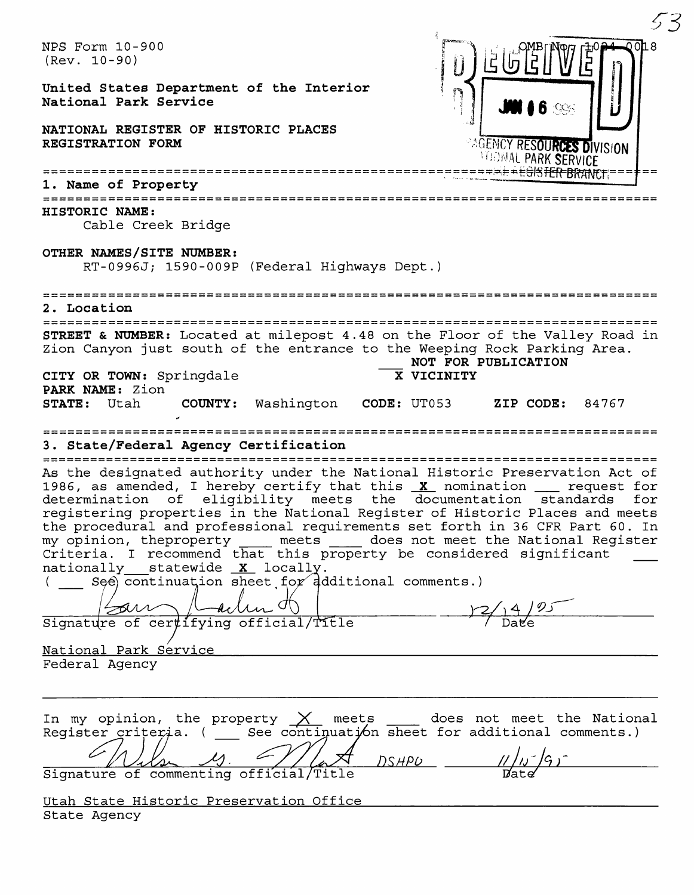NPS Form 10-900
(Rev. 10-90)

OMB No. 1024-0018

United States Department of the Interior
National Park Service

RECEIVED
JAN 16 1996
AGENCY RESOURCES DIVISION
NATIONAL PARK SERVICE
REGISTER BRANCH

NATIONAL REGISTER OF HISTORIC PLACES
REGISTRATION FORM

## 1. Name of Property

**HISTORIC NAME:**
Cable Creek Bridge

**OTHER NAMES/SITE NUMBER:**
RT-0996J; 1590-009P (Federal Highways Dept.)

## 2. Location

**STREET & NUMBER:** Located at milepost 4.48 on the Floor of the Valley Road in Zion Canyon just south of the entrance to the Weeping Rock Parking Area.

___ NOT FOR PUBLICATION

**CITY OR TOWN:** Springdale  X VICINITY

**PARK NAME:** Zion

**STATE:** Utah **COUNTY:** Washington **CODE:** UT053 **ZIP CODE:** 84767

## 3. State/Federal Agency Certification

As the designated authority under the National Historic Preservation Act of 1986, as amended, I hereby certify that this X nomination ___ request for determination of eligibility meets the documentation standards for registering properties in the National Register of Historic Places and meets the procedural and professional requirements set forth in 36 CFR Part 60. In my opinion, theproperty ___ meets ___ does not meet the National Register Criteria. I recommend that this property be considered significant ___ nationally ___ statewide X locally.
( ___ See continuation sheet for additional comments.)

[Signature] 12/14/95
Signature of certifying official/Title Date

National Park Service
Federal Agency

In my opinion, the property X meets ___ does not meet the National Register criteria. ( ___ See continuation sheet for additional comments.)

[Signature] DSHPO 11/15/95
Signature of commenting official/Title Date

Utah State Historic Preservation Office
State Agency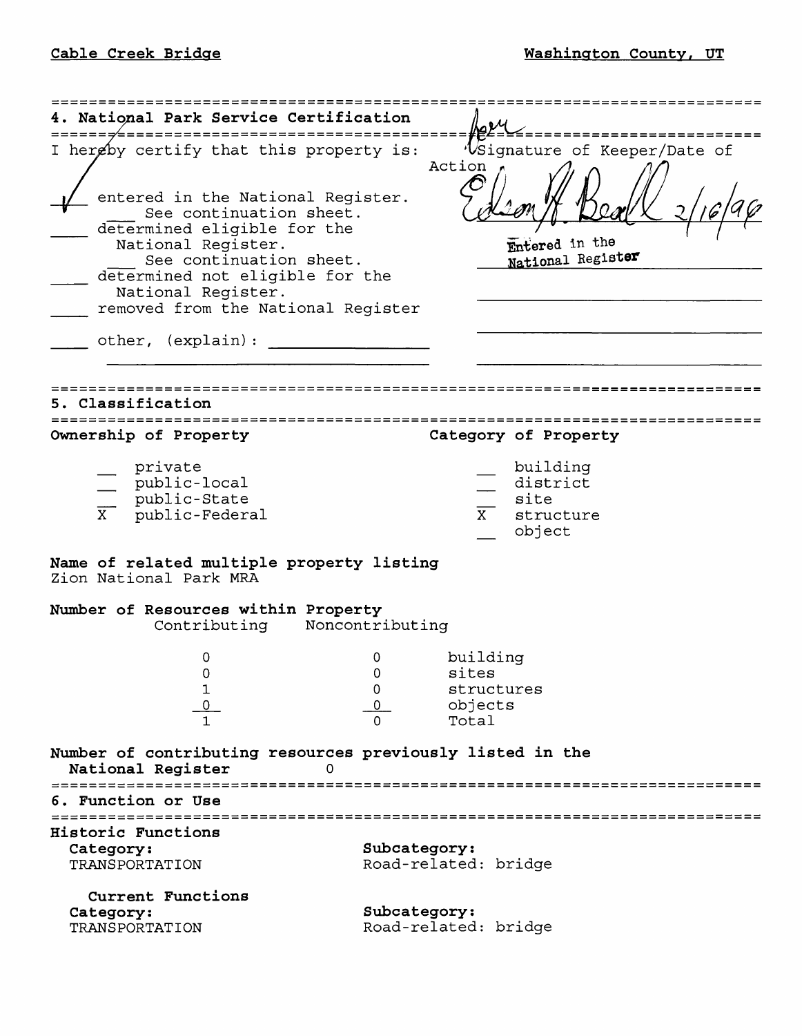## 4. National Park Service Certification

I hereby certify that this property is:

Signature of Keeper/Date of Action

- ✓ entered in the National Register. Edson H. Beall 2/16/96 Entered in the National Register
  - ___ See continuation sheet.
- ___ determined eligible for the National Register.
  - ___ See continuation sheet.
- ___ determined not eligible for the National Register.
- ___ removed from the National Register
- ___ other, (explain): ________________

## 5. Classification

**Ownership of Property**

- __ private
- __ public-local
- __ public-State
- X public-Federal

**Category of Property**

- __ building
- __ district
- __ site
- X structure
- __ object

**Name of related multiple property listing**
Zion National Park MRA

**Number of Resources within Property**

| Contributing | Noncontributing | |
|---|---|---|
| 0 | 0 | building |
| 0 | 0 | sites |
| 1 | 0 | structures |
| 0 | 0 | objects |
| 1 | 0 | Total |

**Number of contributing resources previously listed in the National Register** 0

## 6. Function or Use

**Historic Functions**

**Category:** TRANSPORTATION
**Subcategory:** Road-related: bridge

**Current Functions**

**Category:** TRANSPORTATION
**Subcategory:** Road-related: bridge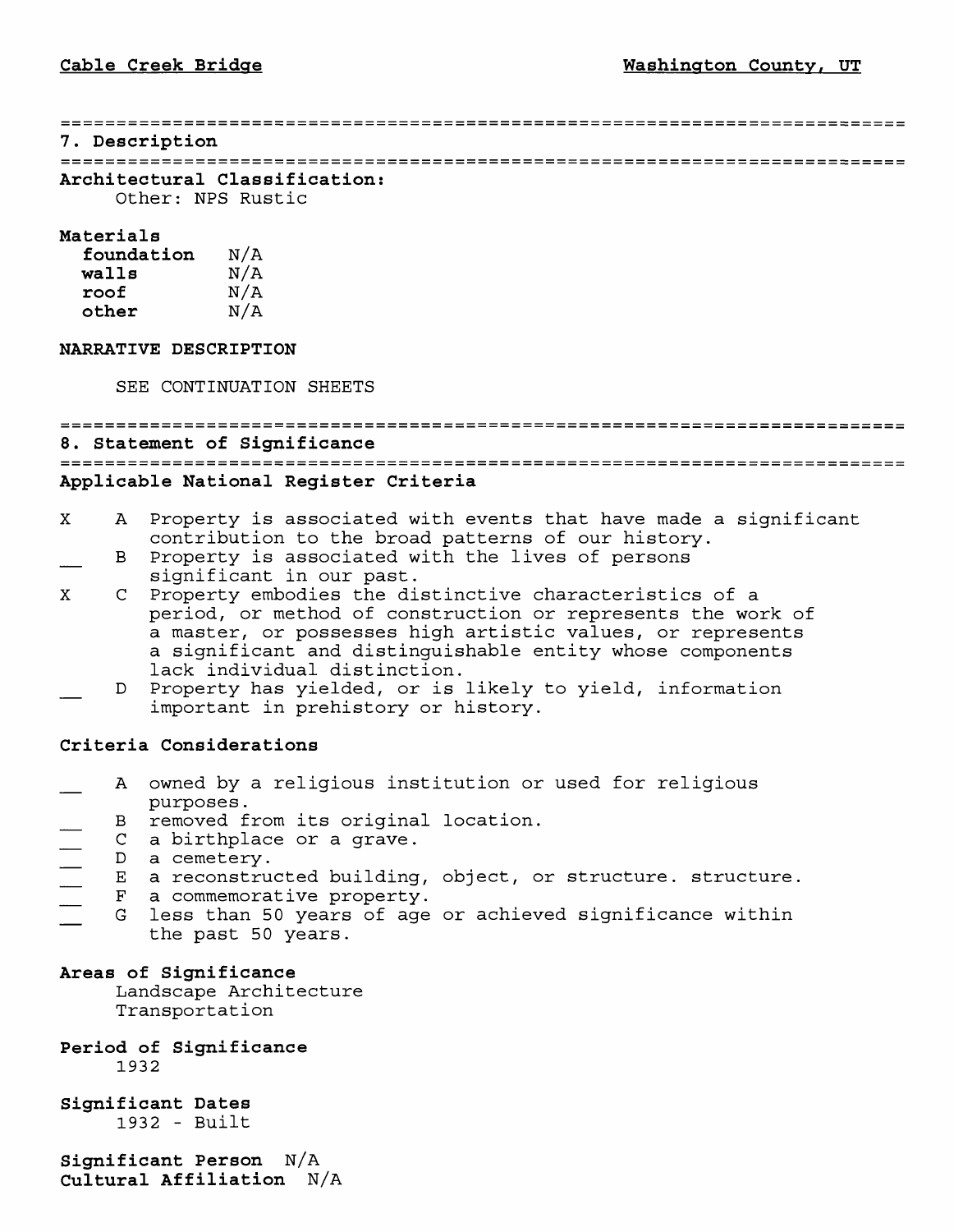## 7. Description

**Architectural Classification:**
Other: NPS Rustic

**Materials**

| | |
|---|---|
| **foundation** | N/A |
| **walls** | N/A |
| **roof** | N/A |
| **other** | N/A |

**NARRATIVE DESCRIPTION**

SEE CONTINUATION SHEETS

## 8. Statement of Significance

**Applicable National Register Criteria**

- X A Property is associated with events that have made a significant contribution to the broad patterns of our history.
- __ B Property is associated with the lives of persons significant in our past.
- X C Property embodies the distinctive characteristics of a period, or method of construction or represents the work of a master, or possesses high artistic values, or represents a significant and distinguishable entity whose components lack individual distinction.
- __ D Property has yielded, or is likely to yield, information important in prehistory or history.

**Criteria Considerations**

- __ A owned by a religious institution or used for religious purposes.
- __ B removed from its original location.
- __ C a birthplace or a grave.
- __ D a cemetery.
- __ E a reconstructed building, object, or structure. structure.
- __ F a commemorative property.
- __ G less than 50 years of age or achieved significance within the past 50 years.

**Areas of Significance**
Landscape Architecture
Transportation

**Period of Significance**
1932

**Significant Dates**
1932 - Built

**Significant Person** N/A
**Cultural Affiliation** N/A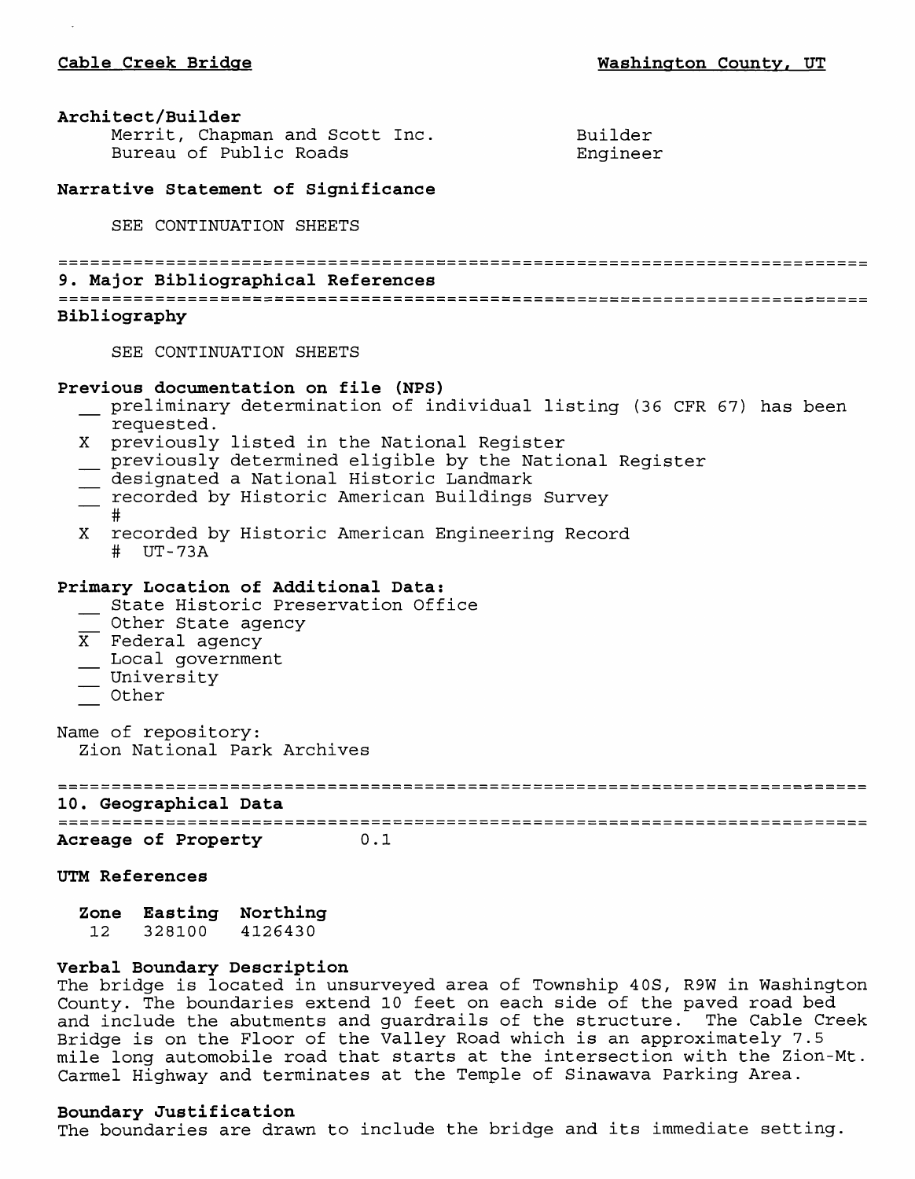**Architect/Builder**

| | |
|---|---|
| Merrit, Chapman and Scott Inc. | Builder |
| Bureau of Public Roads | Engineer |

**Narrative Statement of Significance**

SEE CONTINUATION SHEETS

## 9. Major Bibliographical References

**Bibliography**

SEE CONTINUATION SHEETS

**Previous documentation on file (NPS)**

- __ preliminary determination of individual listing (36 CFR 67) has been requested.
- X previously listed in the National Register
- __ previously determined eligible by the National Register
- __ designated a National Historic Landmark
- __ recorded by Historic American Buildings Survey #
- X recorded by Historic American Engineering Record # UT-73A

**Primary Location of Additional Data:**

- __ State Historic Preservation Office
- __ Other State agency
- X Federal agency
- __ Local government
- __ University
- __ Other

Name of repository:
Zion National Park Archives

## 10. Geographical Data

**Acreage of Property** 0.1

**UTM References**

| Zone | Easting | Northing |
|---|---|---|
| 12 | 328100 | 4126430 |

**Verbal Boundary Description**

The bridge is located in unsurveyed area of Township 40S, R9W in Washington County. The boundaries extend 10 feet on each side of the paved road bed and include the abutments and guardrails of the structure. The Cable Creek Bridge is on the Floor of the Valley Road which is an approximately 7.5 mile long automobile road that starts at the intersection with the Zion-Mt. Carmel Highway and terminates at the Temple of Sinawava Parking Area.

**Boundary Justification**

The boundaries are drawn to include the bridge and its immediate setting.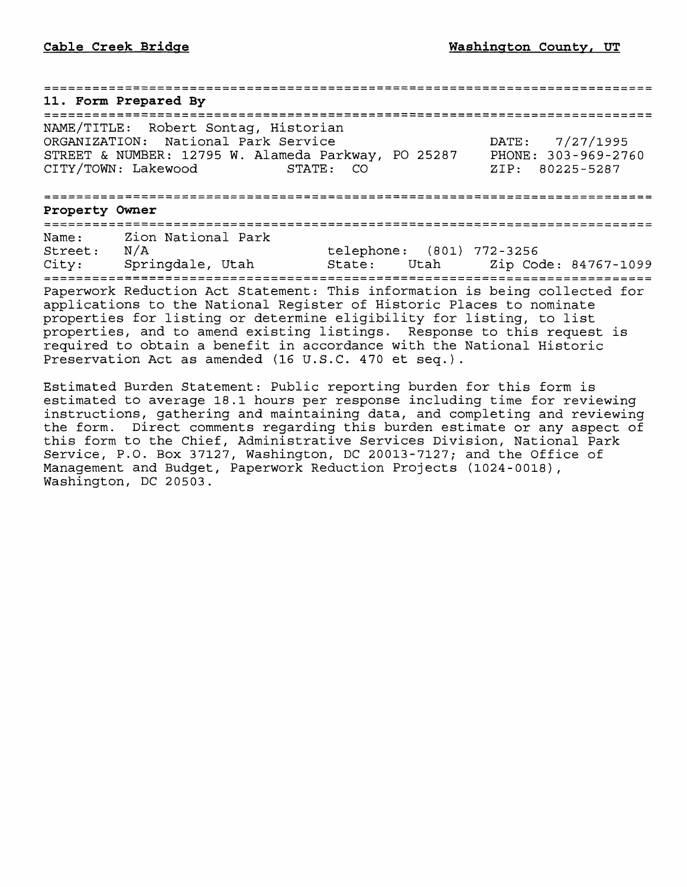## 11. Form Prepared By

NAME/TITLE: Robert Sontag, Historian
ORGANIZATION: National Park Service DATE: 7/27/1995
STREET & NUMBER: 12795 W. Alameda Parkway, PO 25287 PHONE: 303-969-2760
CITY/TOWN: Lakewood STATE: CO ZIP: 80225-5287

## Property Owner

Name: Zion National Park
Street: N/A telephone: (801) 772-3256
City: Springdale, Utah State: Utah Zip Code: 84767-1099

Paperwork Reduction Act Statement: This information is being collected for applications to the National Register of Historic Places to nominate properties for listing or determine eligibility for listing, to list properties, and to amend existing listings. Response to this request is required to obtain a benefit in accordance with the National Historic Preservation Act as amended (16 U.S.C. 470 et seq.).

Estimated Burden Statement: Public reporting burden for this form is estimated to average 18.1 hours per response including time for reviewing instructions, gathering and maintaining data, and completing and reviewing the form. Direct comments regarding this burden estimate or any aspect of this form to the Chief, Administrative Services Division, National Park Service, P.O. Box 37127, Washington, DC 20013-7127; and the Office of Management and Budget, Paperwork Reduction Projects (1024-0018), Washington, DC 20503.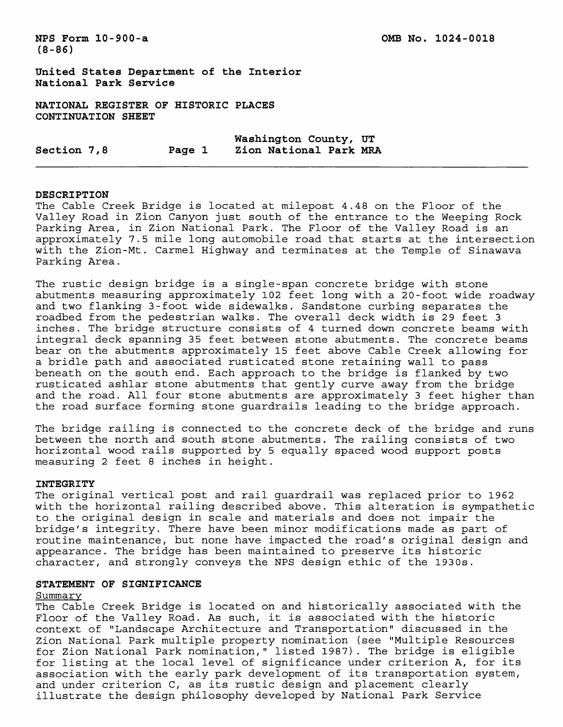NPS Form 10-900-a
(8-86)

OMB No. 1024-0018

United States Department of the Interior
National Park Service

NATIONAL REGISTER OF HISTORIC PLACES
CONTINUATION SHEET

Section 7,8 Page 1 Washington County, UT
Zion National Park MRA

## DESCRIPTION

The Cable Creek Bridge is located at milepost 4.48 on the Floor of the Valley Road in Zion Canyon just south of the entrance to the Weeping Rock Parking Area, in Zion National Park. The Floor of the Valley Road is an approximately 7.5 mile long automobile road that starts at the intersection with the Zion-Mt. Carmel Highway and terminates at the Temple of Sinawava Parking Area.

The rustic design bridge is a single-span concrete bridge with stone abutments measuring approximately 102 feet long with a 20-foot wide roadway and two flanking 3-foot wide sidewalks. Sandstone curbing separates the roadbed from the pedestrian walks. The overall deck width is 29 feet 3 inches. The bridge structure consists of 4 turned down concrete beams with integral deck spanning 35 feet between stone abutments. The concrete beams bear on the abutments approximately 15 feet above Cable Creek allowing for a bridle path and associated rusticated stone retaining wall to pass beneath on the south end. Each approach to the bridge is flanked by two rusticated ashlar stone abutments that gently curve away from the bridge and the road. All four stone abutments are approximately 3 feet higher than the road surface forming stone guardrails leading to the bridge approach.

The bridge railing is connected to the concrete deck of the bridge and runs between the north and south stone abutments. The railing consists of two horizontal wood rails supported by 5 equally spaced wood support posts measuring 2 feet 8 inches in height.

## INTEGRITY

The original vertical post and rail guardrail was replaced prior to 1962 with the horizontal railing described above. This alteration is sympathetic to the original design in scale and materials and does not impair the bridge's integrity. There have been minor modifications made as part of routine maintenance, but none have impacted the road's original design and appearance. The bridge has been maintained to preserve its historic character, and strongly conveys the NPS design ethic of the 1930s.

## STATEMENT OF SIGNIFICANCE

Summary

The Cable Creek Bridge is located on and historically associated with the Floor of the Valley Road. As such, it is associated with the historic context of "Landscape Architecture and Transportation" discussed in the Zion National Park multiple property nomination (see "Multiple Resources for Zion National Park nomination," listed 1987). The bridge is eligible for listing at the local level of significance under criterion A, for its association with the early park development of its transportation system, and under criterion C, as its rustic design and placement clearly illustrate the design philosophy developed by National Park Service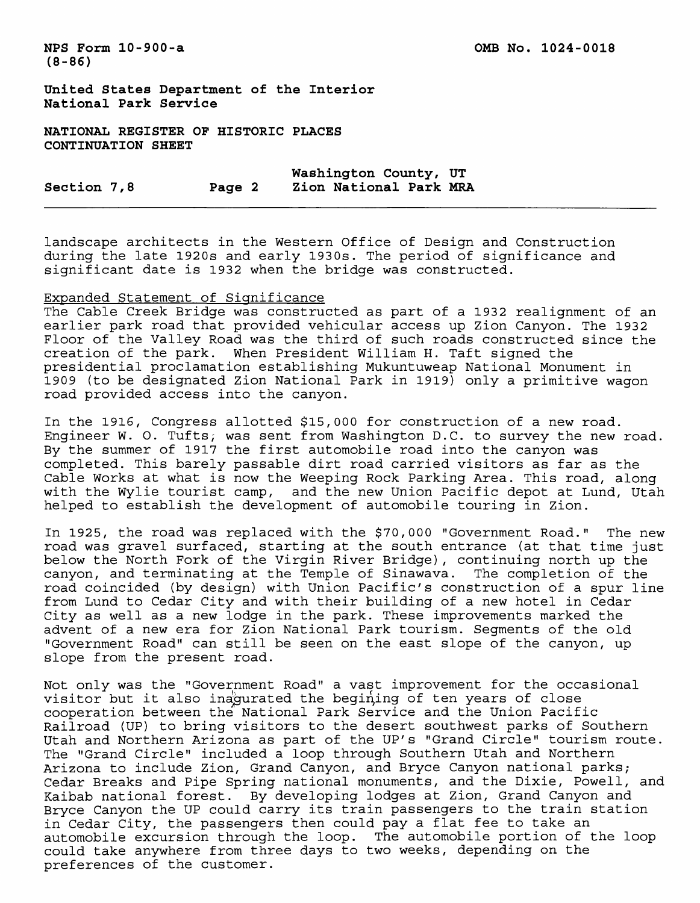landscape architects in the Western Office of Design and Construction during the late 1920s and early 1930s. The period of significance and significant date is 1932 when the bridge was constructed.

Expanded Statement of Significance

The Cable Creek Bridge was constructed as part of a 1932 realignment of an earlier park road that provided vehicular access up Zion Canyon. The 1932 Floor of the Valley Road was the third of such roads constructed since the creation of the park. When President William H. Taft signed the presidential proclamation establishing Mukuntuweap National Monument in 1909 (to be designated Zion National Park in 1919) only a primitive wagon road provided access into the canyon.

In the 1916, Congress allotted $15,000 for construction of a new road. Engineer W. O. Tufts, was sent from Washington D.C. to survey the new road. By the summer of 1917 the first automobile road into the canyon was completed. This barely passable dirt road carried visitors as far as the Cable Works at what is now the Weeping Rock Parking Area. This road, along with the Wylie tourist camp, and the new Union Pacific depot at Lund, Utah helped to establish the development of automobile touring in Zion.

In 1925, the road was replaced with the $70,000 "Government Road." The new road was gravel surfaced, starting at the south entrance (at that time just below the North Fork of the Virgin River Bridge), continuing north up the canyon, and terminating at the Temple of Sinawava. The completion of the road coincided (by design) with Union Pacific's construction of a spur line from Lund to Cedar City and with their building of a new hotel in Cedar City as well as a new lodge in the park. These improvements marked the advent of a new era for Zion National Park tourism. Segments of the old "Government Road" can still be seen on the east slope of the canyon, up slope from the present road.

Not only was the "Government Road" a vast improvement for the occasional visitor but it also inagurated the begining of ten years of close cooperation between the National Park Service and the Union Pacific Railroad (UP) to bring visitors to the desert southwest parks of Southern Utah and Northern Arizona as part of the UP's "Grand Circle" tourism route. The "Grand Circle" included a loop through Southern Utah and Northern Arizona to include Zion, Grand Canyon, and Bryce Canyon national parks; Cedar Breaks and Pipe Spring national monuments, and the Dixie, Powell, and Kaibab national forest. By developing lodges at Zion, Grand Canyon and Bryce Canyon the UP could carry its train passengers to the train station in Cedar City, the passengers then could pay a flat fee to take an automobile excursion through the loop. The automobile portion of the loop could take anywhere from three days to two weeks, depending on the preferences of the customer.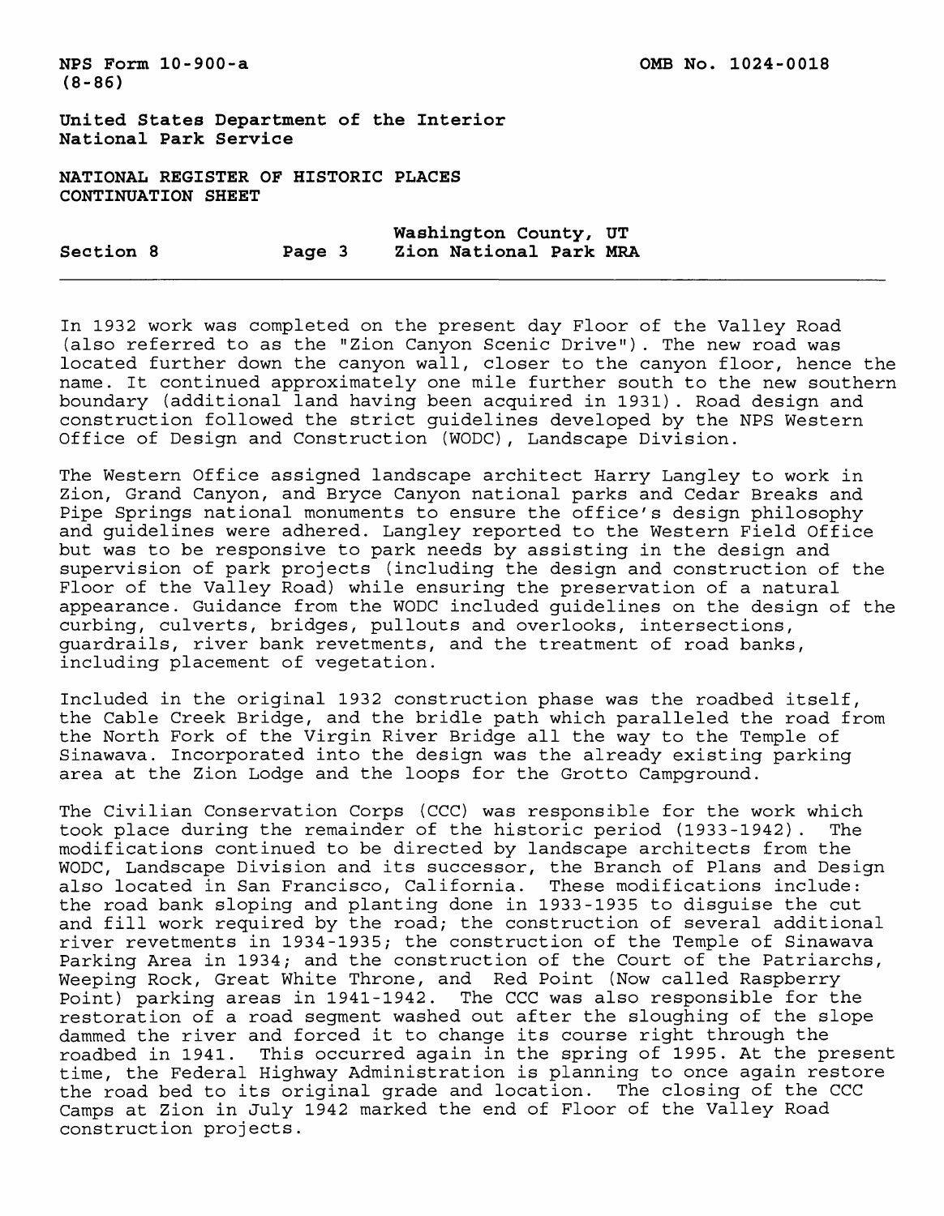In 1932 work was completed on the present day Floor of the Valley Road (also referred to as the "Zion Canyon Scenic Drive"). The new road was located further down the canyon wall, closer to the canyon floor, hence the name. It continued approximately one mile further south to the new southern boundary (additional land having been acquired in 1931). Road design and construction followed the strict guidelines developed by the NPS Western Office of Design and Construction (WODC), Landscape Division.

The Western Office assigned landscape architect Harry Langley to work in Zion, Grand Canyon, and Bryce Canyon national parks and Cedar Breaks and Pipe Springs national monuments to ensure the office's design philosophy and guidelines were adhered. Langley reported to the Western Field Office but was to be responsive to park needs by assisting in the design and supervision of park projects (including the design and construction of the Floor of the Valley Road) while ensuring the preservation of a natural appearance. Guidance from the WODC included guidelines on the design of the curbing, culverts, bridges, pullouts and overlooks, intersections, guardrails, river bank revetments, and the treatment of road banks, including placement of vegetation.

Included in the original 1932 construction phase was the roadbed itself, the Cable Creek Bridge, and the bridle path which paralleled the road from the North Fork of the Virgin River Bridge all the way to the Temple of Sinawava. Incorporated into the design was the already existing parking area at the Zion Lodge and the loops for the Grotto Campground.

The Civilian Conservation Corps (CCC) was responsible for the work which took place during the remainder of the historic period (1933-1942). The modifications continued to be directed by landscape architects from the WODC, Landscape Division and its successor, the Branch of Plans and Design also located in San Francisco, California. These modifications include: the road bank sloping and planting done in 1933-1935 to disguise the cut and fill work required by the road; the construction of several additional river revetments in 1934-1935; the construction of the Temple of Sinawava Parking Area in 1934; and the construction of the Court of the Patriarchs, Weeping Rock, Great White Throne, and Red Point (Now called Raspberry Point) parking areas in 1941-1942. The CCC was also responsible for the restoration of a road segment washed out after the sloughing of the slope dammed the river and forced it to change its course right through the roadbed in 1941. This occurred again in the spring of 1995. At the present time, the Federal Highway Administration is planning to once again restore the road bed to its original grade and location. The closing of the CCC Camps at Zion in July 1942 marked the end of Floor of the Valley Road construction projects.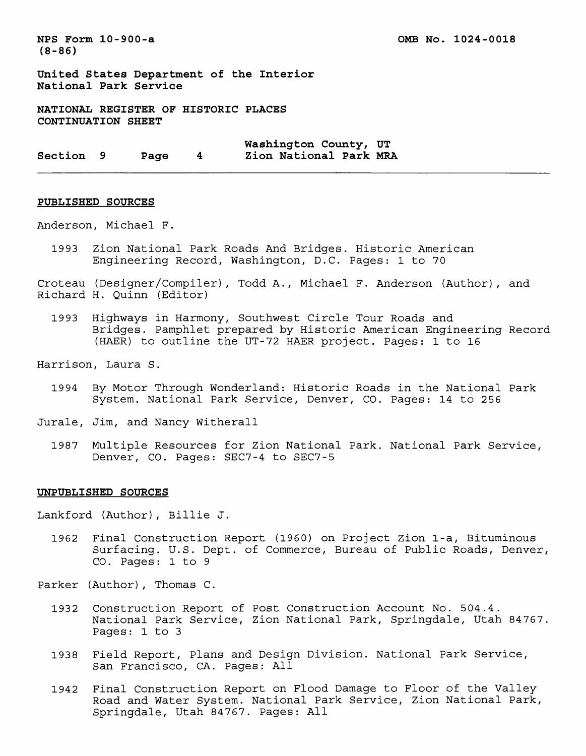## PUBLISHED SOURCES

Anderson, Michael F.

1993 Zion National Park Roads And Bridges. Historic American Engineering Record, Washington, D.C. Pages: 1 to 70

Croteau (Designer/Compiler), Todd A., Michael F. Anderson (Author), and Richard H. Quinn (Editor)

1993 Highways in Harmony, Southwest Circle Tour Roads and Bridges. Pamphlet prepared by Historic American Engineering Record (HAER) to outline the UT-72 HAER project. Pages: 1 to 16

Harrison, Laura S.

1994 By Motor Through Wonderland: Historic Roads in the National Park System. National Park Service, Denver, CO. Pages: 14 to 256

Jurale, Jim, and Nancy Witherall

1987 Multiple Resources for Zion National Park. National Park Service, Denver, CO. Pages: SEC7-4 to SEC7-5

## UNPUBLISHED SOURCES

Lankford (Author), Billie J.

1962 Final Construction Report (1960) on Project Zion 1-a, Bituminous Surfacing. U.S. Dept. of Commerce, Bureau of Public Roads, Denver, CO. Pages: 1 to 9

Parker (Author), Thomas C.

1932 Construction Report of Post Construction Account No. 504.4. National Park Service, Zion National Park, Springdale, Utah 84767. Pages: 1 to 3

1938 Field Report, Plans and Design Division. National Park Service, San Francisco, CA. Pages: All

1942 Final Construction Report on Flood Damage to Floor of the Valley Road and Water System. National Park Service, Zion National Park, Springdale, Utah 84767. Pages: All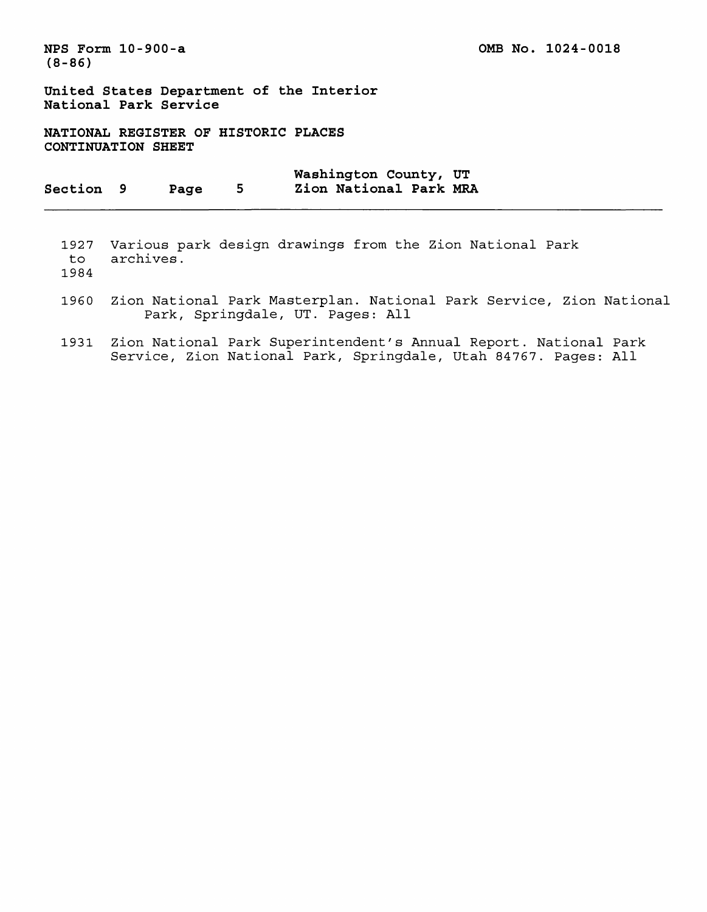1927 to 1984 Various park design drawings from the Zion National Park archives.

1960 Zion National Park Masterplan. National Park Service, Zion National Park, Springdale, UT. Pages: All

1931 Zion National Park Superintendent's Annual Report. National Park Service, Zion National Park, Springdale, Utah 84767. Pages: All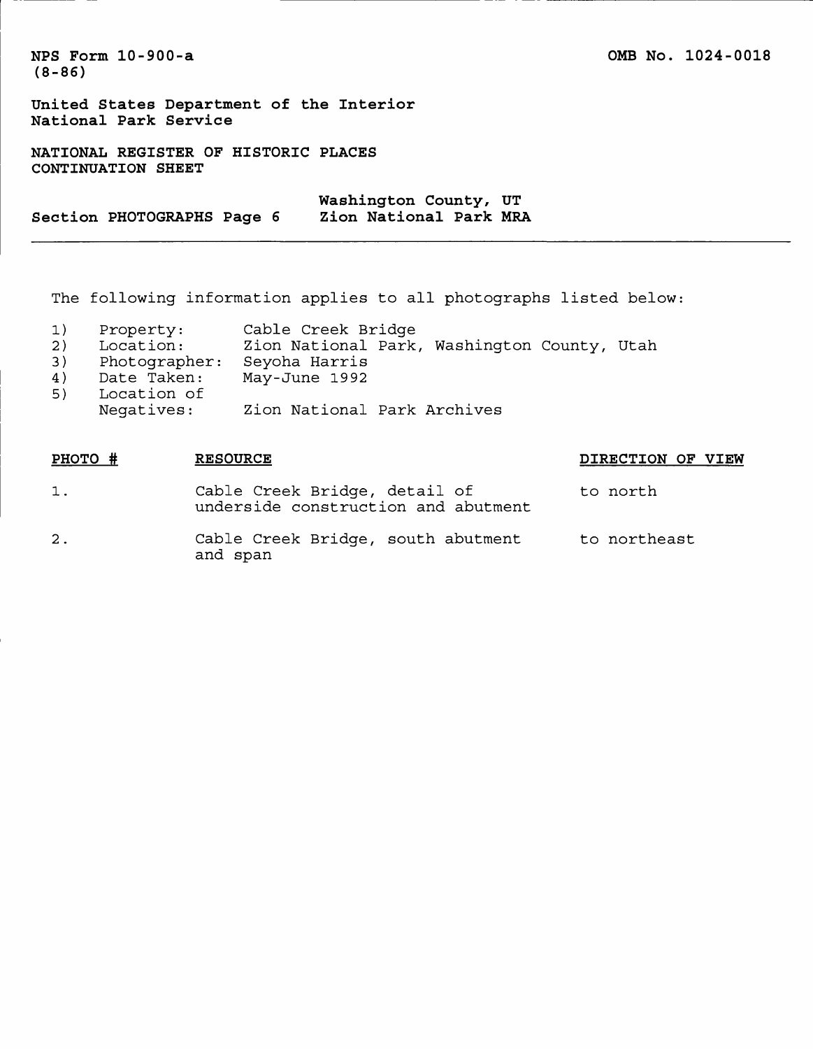NPS Form 10-900-a
(8-86)

OMB No. 1024-0018

United States Department of the Interior
National Park Service

NATIONAL REGISTER OF HISTORIC PLACES
CONTINUATION SHEET

Section PHOTOGRAPHS Page 6

Washington County, UT
Zion National Park MRA

The following information applies to all photographs listed below:

1) Property: Cable Creek Bridge
2) Location: Zion National Park, Washington County, Utah
3) Photographer: Seyoha Harris
4) Date Taken: May-June 1992
5) Location of Negatives: Zion National Park Archives

| PHOTO # | RESOURCE | DIRECTION OF VIEW |
|---|---|---|
| 1. | Cable Creek Bridge, detail of underside construction and abutment | to north |
| 2. | Cable Creek Bridge, south abutment and span | to northeast |